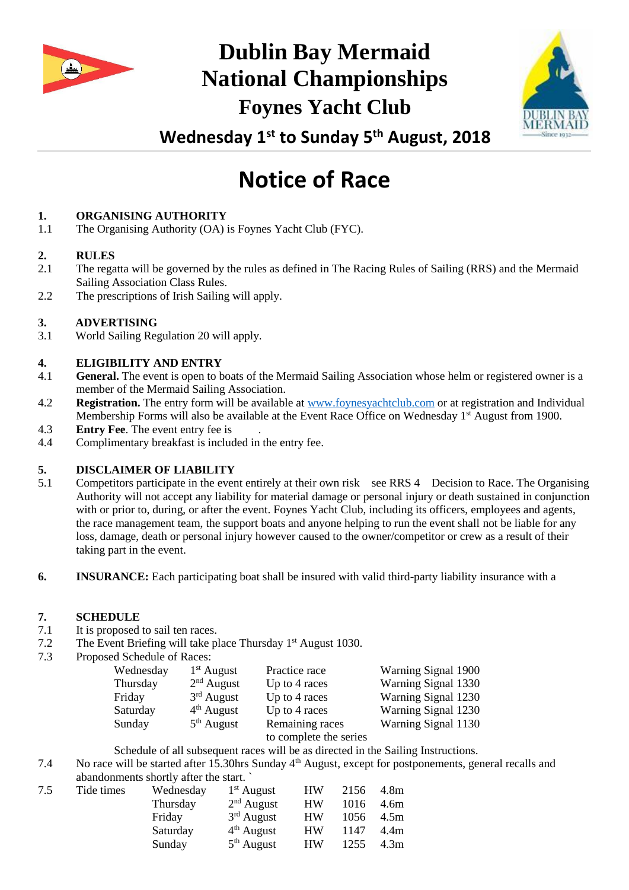# Dublin Bay Mermaid National Championships

## Foynes Yacht Club

### Wednesday 1st to Sunday 5th August, 2018

# Notice of Race

**1. ORGANISING AUTHORITY**

1.1 The Organising Authority (OA) is Foynes Yacht Club (FYC).

**2. RULES**

2.1 The regatta will be governed by the rules as defined in The Racing Rules of Sailing (RRS) and the Mermaid Sailing Association Class Rules.

2.2 The prescriptions of Irish Sailing will apply.

**3. ADVERTISING**

3.1 World Sailing Regulation 20 will apply.

**4. ELIGIBILITY AND ENTRY**

4.1 **General.** The event is open to boats of the Mermaid Sailing Association whose helm or registered owner is a member of the Mermaid Sailing Association.

4.2 **Registration.** The entry form will be available at www.foynesyachtclub.com or at registration and Individual Membership Forms will also be available at the Event Race Office on Wednesday 1st August from 1900.

4.3 **Entry Fee**. The event entry fee is .

4.4 Complimentary breakfast is included in the entry fee.

**5. DISCLAIMER OF LIABILITY**

5.1 Competitors participate in the event entirely at their own risk see RRS 4 Decision to Race. The Organising Authority will not accept any liability for material damage or personal injury or death sustained in conjunction with or prior to, during, or after the event. Foynes Yacht Club, including its officers, employees and agents, the race management team, the support boats and anyone helping to run the event shall not be liable for any loss, damage, death or personal injury however caused to the owner/competitor or crew as a result of their taking part in the event.

**6. INSURANCE:** Each participating boat shall be insured with valid third-party liability insurance with a

**7. SCHEDULE**

7.1 It is proposed to sail ten races.

7.2 The Event Briefing will take place Thursday 1st August 1030.

7.3 Proposed Schedule of Races:

| | | | |
|---|---|---|---|
| Wednesday | 1st August | Practice race | Warning Signal 1900 |
| Thursday | 2nd August | Up to 4 races | Warning Signal 1330 |
| Friday | 3rd August | Up to 4 races | Warning Signal 1230 |
| Saturday | 4th August | Up to 4 races | Warning Signal 1230 |
| Sunday | 5th August | Remaining races to complete the series | Warning Signal 1130 |

Schedule of all subsequent races will be as directed in the Sailing Instructions.

7.4 No race will be started after 15.30hrs Sunday 4th August, except for postponements, general recalls and abandonments shortly after the start. `

7.5 Tide times

| | | | | |
|---|---|---|---|---|
| Wednesday | 1st August | HW | 2156 | 4.8m |
| Thursday | 2nd August | HW | 1016 | 4.6m |
| Friday | 3rd August | HW | 1056 | 4.5m |
| Saturday | 4th August | HW | 1147 | 4.4m |
| Sunday | 5th August | HW | 1255 | 4.3m |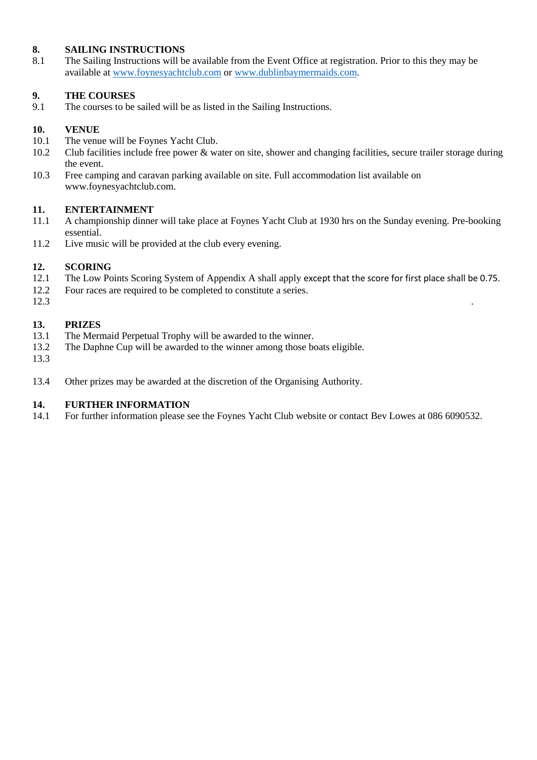## 8. SAILING INSTRUCTIONS

8.1 The Sailing Instructions will be available from the Event Office at registration. Prior to this they may be available at www.foynesyachtclub.com or www.dublinbaymermaids.com.

## 9. THE COURSES

9.1 The courses to be sailed will be as listed in the Sailing Instructions.

## 10. VENUE

10.1 The venue will be Foynes Yacht Club.

10.2 Club facilities include free power & water on site, shower and changing facilities, secure trailer storage during the event.

10.3 Free camping and caravan parking available on site. Full accommodation list available on www.foynesyachtclub.com.

## 11. ENTERTAINMENT

11.1 A championship dinner will take place at Foynes Yacht Club at 1930 hrs on the Sunday evening. Pre-booking essential.

11.2 Live music will be provided at the club every evening.

## 12. SCORING

12.1 The Low Points Scoring System of Appendix A shall apply except that the score for first place shall be 0.75.

12.2 Four races are required to be completed to constitute a series.

12.3 .

## 13. PRIZES

13.1 The Mermaid Perpetual Trophy will be awarded to the winner.

13.2 The Daphne Cup will be awarded to the winner among those boats eligible.

13.3

13.4 Other prizes may be awarded at the discretion of the Organising Authority.

## 14. FURTHER INFORMATION

14.1 For further information please see the Foynes Yacht Club website or contact Bev Lowes at 086 6090532.